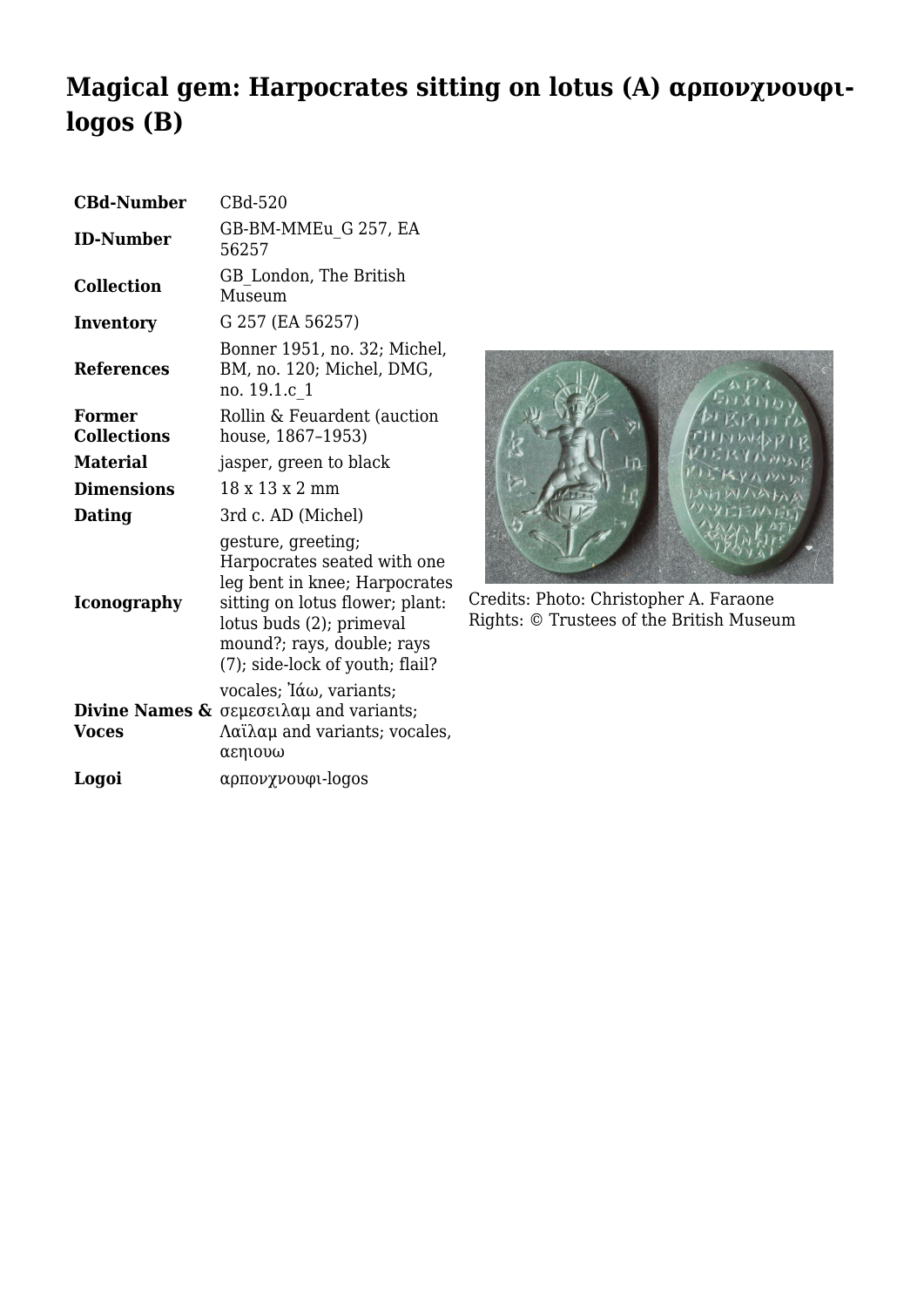# Magical gem: Harpocrates sitting on lotus (A) αρπονχνουφι-logos (B)

| | |
|---|---|
| **CBd-Number** | CBd-520 |
| **ID-Number** | GB-BM-MMEu_G 257, EA 56257 |
| **Collection** | GB_London, The British Museum |
| **Inventory** | G 257 (EA 56257) |
| **References** | Bonner 1951, no. 32; Michel, BM, no. 120; Michel, DMG, no. 19.1.c_1 |
| **Former Collections** | Rollin & Feuardent (auction house, 1867–1953) |
| **Material** | jasper, green to black |
| **Dimensions** | 18 x 13 x 2 mm |
| **Dating** | 3rd c. AD (Michel) |
| **Iconography** | gesture, greeting; Harpocrates seated with one leg bent in knee; Harpocrates sitting on lotus flower; plant: lotus buds (2); primeval mound?; rays, double; rays (7); side-lock of youth; flail? |
| **Divine Names & Voces** | vocales; Ἰάω, variants; σεμεσειλαμ and variants; Λαϊλαμ and variants; vocales, αεηιουω |
| **Logoi** | αρπονχνουφι-logos |

Credits: Photo: Christopher A. Faraone
Rights: © Trustees of the British Museum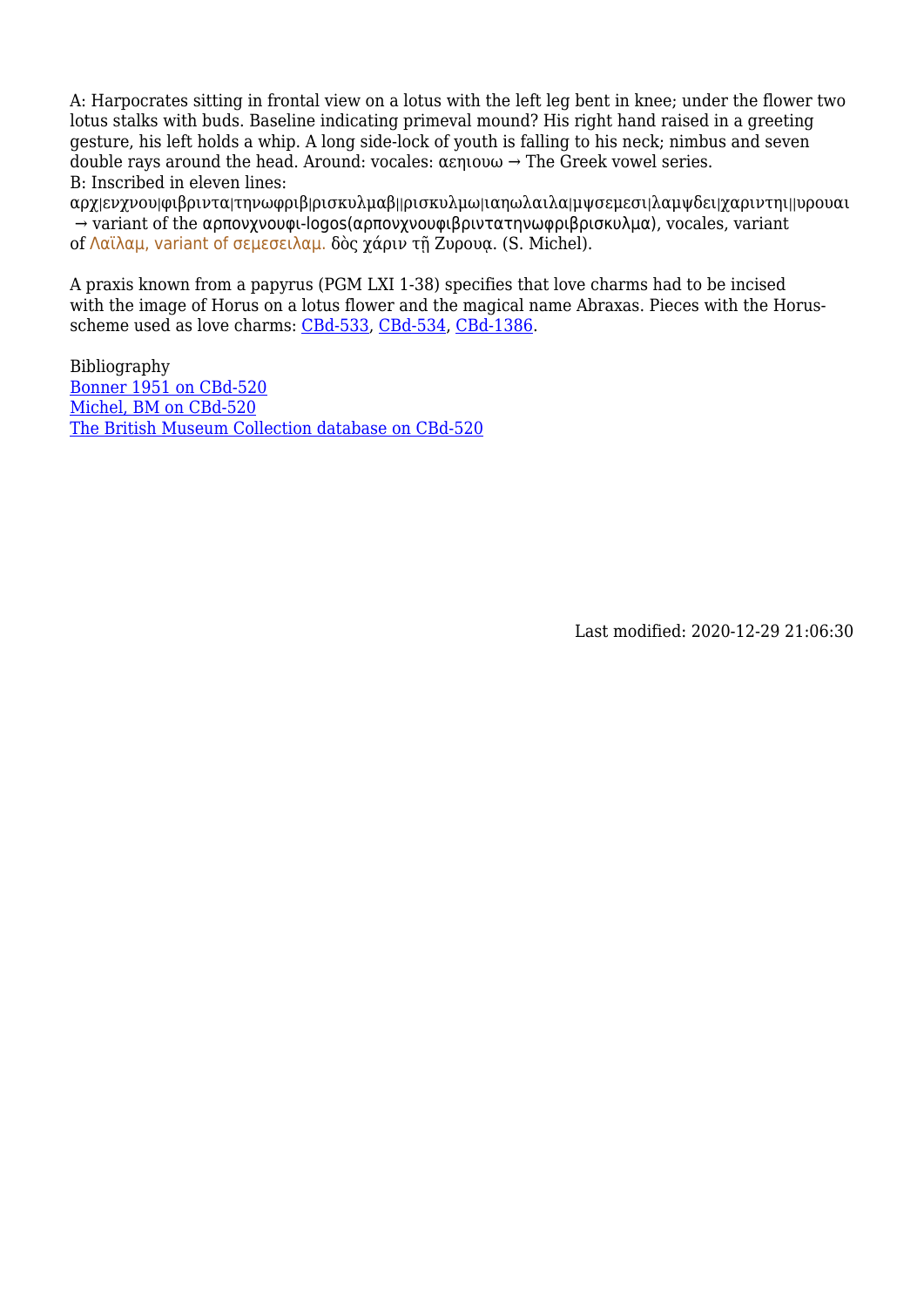A: Harpocrates sitting in frontal view on a lotus with the left leg bent in knee; under the flower two lotus stalks with buds. Baseline indicating primeval mound? His right hand raised in a greeting gesture, his left holds a whip. A long side-lock of youth is falling to his neck; nimbus and seven double rays around the head. Around: vocales: αεηιουω → The Greek vowel series.
B: Inscribed in eleven lines:
αρχ|ενχνου|φιβρι̣ντα|τηνωφριβ|ρισκυλμαβ||ρισκυλμω|ιαηωλαιλα|μψσεμεσι|λαμψδει|χαριντηι||υρουαι → variant of the αρπονχνουφι-logos(αρπονχνουφιβριντατηνωφριβρισκυλμα), vocales, variant of Λαϊλαμ, variant of σεμεσειλαμ. δὸς χάριν τῇ Ζυρουα̣. (S. Michel).

A praxis known from a papyrus (PGM LXI 1-38) specifies that love charms had to be incised with the image of Horus on a lotus flower and the magical name Abraxas. Pieces with the Horus-scheme used as love charms: CBd-533, CBd-534, CBd-1386.

Bibliography
Bonner 1951 on CBd-520
Michel, BM on CBd-520
The British Museum Collection database on CBd-520

Last modified: 2020-12-29 21:06:30